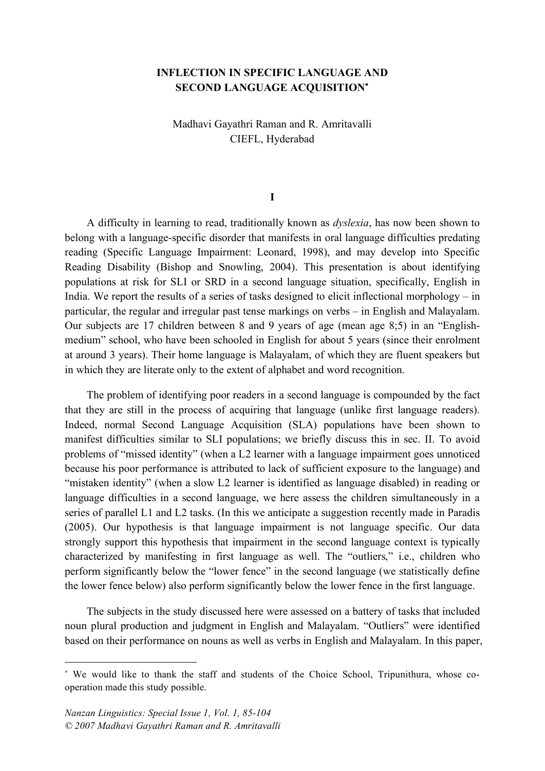# INFLECTION IN SPECIFIC LANGUAGE AND SECOND LANGUAGE ACQUISITION*

Madhavi Gayathri Raman and R. Amritavalli
CIEFL, Hyderabad

## I

A difficulty in learning to read, traditionally known as *dyslexia*, has now been shown to belong with a language-specific disorder that manifests in oral language difficulties predating reading (Specific Language Impairment: Leonard, 1998), and may develop into Specific Reading Disability (Bishop and Snowling, 2004). This presentation is about identifying populations at risk for SLI or SRD in a second language situation, specifically, English in India. We report the results of a series of tasks designed to elicit inflectional morphology – in particular, the regular and irregular past tense markings on verbs – in English and Malayalam. Our subjects are 17 children between 8 and 9 years of age (mean age 8;5) in an "English-medium" school, who have been schooled in English for about 5 years (since their enrolment at around 3 years). Their home language is Malayalam, of which they are fluent speakers but in which they are literate only to the extent of alphabet and word recognition.

The problem of identifying poor readers in a second language is compounded by the fact that they are still in the process of acquiring that language (unlike first language readers). Indeed, normal Second Language Acquisition (SLA) populations have been shown to manifest difficulties similar to SLI populations; we briefly discuss this in sec. II. To avoid problems of "missed identity" (when a L2 learner with a language impairment goes unnoticed because his poor performance is attributed to lack of sufficient exposure to the language) and "mistaken identity" (when a slow L2 learner is identified as language disabled) in reading or language difficulties in a second language, we here assess the children simultaneously in a series of parallel L1 and L2 tasks. (In this we anticipate a suggestion recently made in Paradis (2005). Our hypothesis is that language impairment is not language specific. Our data strongly support this hypothesis that impairment in the second language context is typically characterized by manifesting in first language as well. The "outliers," i.e., children who perform significantly below the "lower fence" in the second language (we statistically define the lower fence below) also perform significantly below the lower fence in the first language.

The subjects in the study discussed here were assessed on a battery of tasks that included noun plural production and judgment in English and Malayalam. "Outliers" were identified based on their performance on nouns as well as verbs in English and Malayalam. In this paper,

---

* We would like to thank the staff and students of the Choice School, Tripunithura, whose co-operation made this study possible.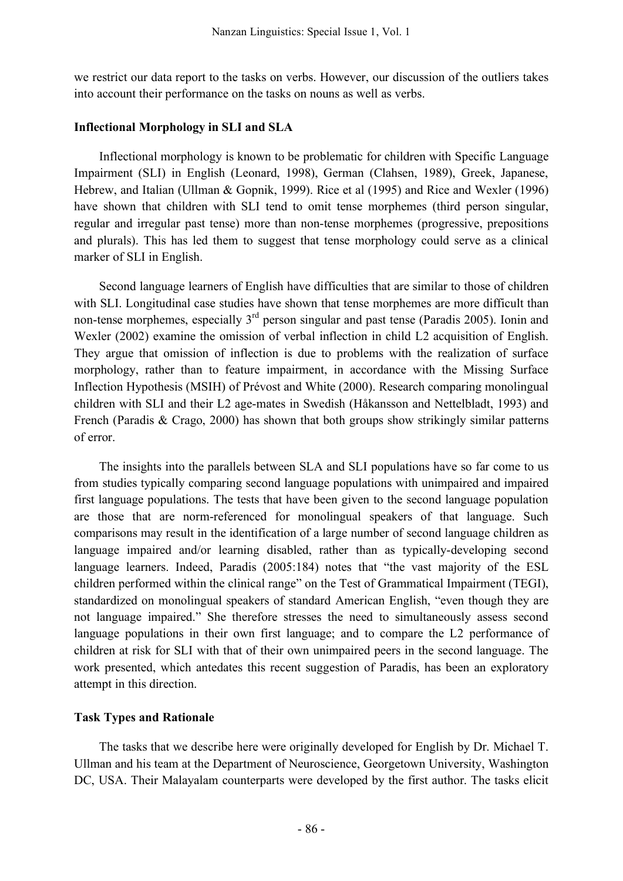we restrict our data report to the tasks on verbs. However, our discussion of the outliers takes into account their performance on the tasks on nouns as well as verbs.

## Inflectional Morphology in SLI and SLA

Inflectional morphology is known to be problematic for children with Specific Language Impairment (SLI) in English (Leonard, 1998), German (Clahsen, 1989), Greek, Japanese, Hebrew, and Italian (Ullman & Gopnik, 1999). Rice et al (1995) and Rice and Wexler (1996) have shown that children with SLI tend to omit tense morphemes (third person singular, regular and irregular past tense) more than non-tense morphemes (progressive, prepositions and plurals). This has led them to suggest that tense morphology could serve as a clinical marker of SLI in English.

Second language learners of English have difficulties that are similar to those of children with SLI. Longitudinal case studies have shown that tense morphemes are more difficult than non-tense morphemes, especially 3rd person singular and past tense (Paradis 2005). Ionin and Wexler (2002) examine the omission of verbal inflection in child L2 acquisition of English. They argue that omission of inflection is due to problems with the realization of surface morphology, rather than to feature impairment, in accordance with the Missing Surface Inflection Hypothesis (MSIH) of Prévost and White (2000). Research comparing monolingual children with SLI and their L2 age-mates in Swedish (Håkansson and Nettelbladt, 1993) and French (Paradis & Crago, 2000) has shown that both groups show strikingly similar patterns of error.

The insights into the parallels between SLA and SLI populations have so far come to us from studies typically comparing second language populations with unimpaired and impaired first language populations. The tests that have been given to the second language population are those that are norm-referenced for monolingual speakers of that language. Such comparisons may result in the identification of a large number of second language children as language impaired and/or learning disabled, rather than as typically-developing second language learners. Indeed, Paradis (2005:184) notes that "the vast majority of the ESL children performed within the clinical range" on the Test of Grammatical Impairment (TEGI), standardized on monolingual speakers of standard American English, "even though they are not language impaired." She therefore stresses the need to simultaneously assess second language populations in their own first language; and to compare the L2 performance of children at risk for SLI with that of their own unimpaired peers in the second language. The work presented, which antedates this recent suggestion of Paradis, has been an exploratory attempt in this direction.

## Task Types and Rationale

The tasks that we describe here were originally developed for English by Dr. Michael T. Ullman and his team at the Department of Neuroscience, Georgetown University, Washington DC, USA. Their Malayalam counterparts were developed by the first author. The tasks elicit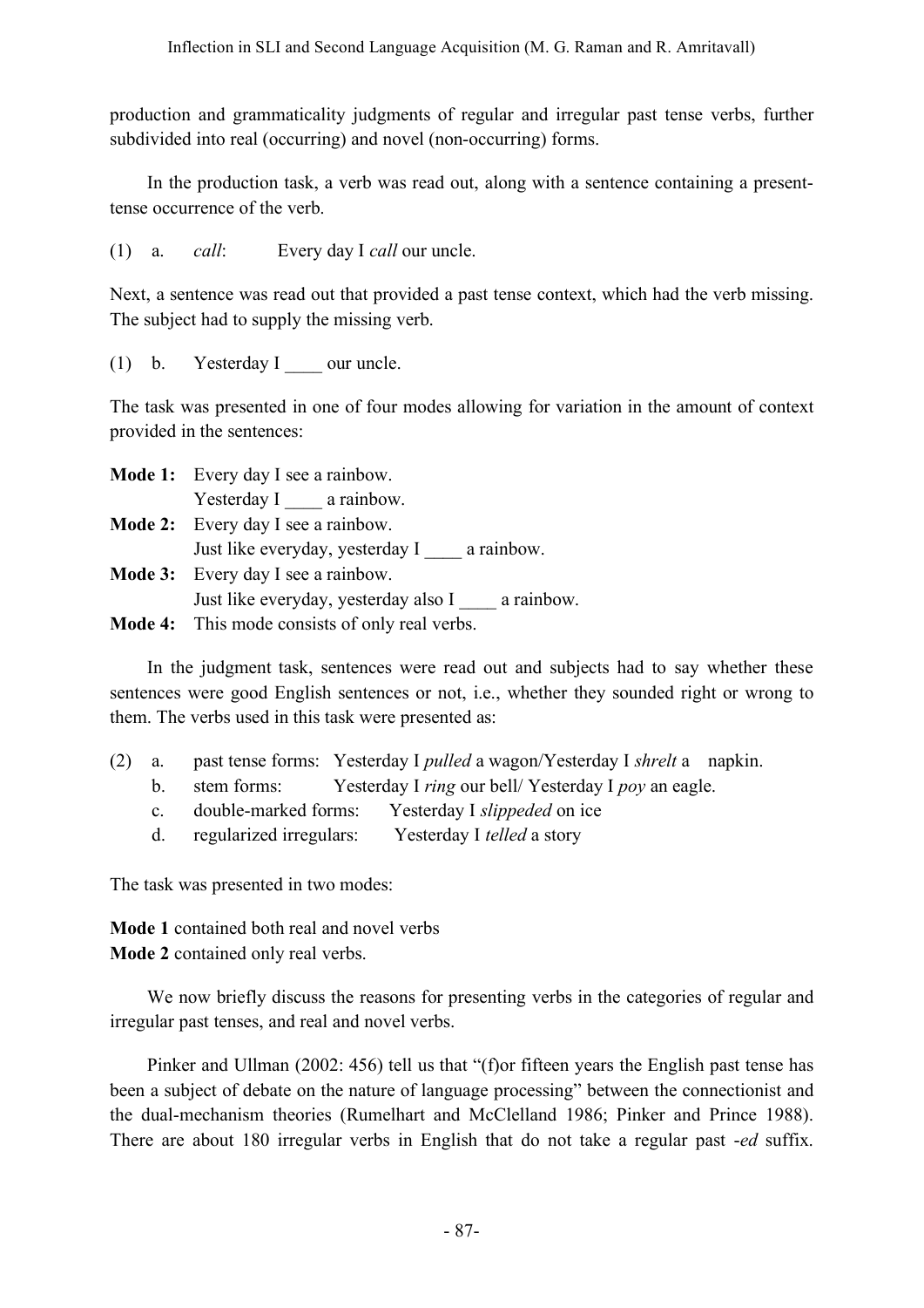production and grammaticality judgments of regular and irregular past tense verbs, further subdivided into real (occurring) and novel (non-occurring) forms.

In the production task, a verb was read out, along with a sentence containing a present-tense occurrence of the verb.

(1) a. *call*: Every day I *call* our uncle.

Next, a sentence was read out that provided a past tense context, which had the verb missing. The subject had to supply the missing verb.

(1) b. Yesterday I ____ our uncle.

The task was presented in one of four modes allowing for variation in the amount of context provided in the sentences:

**Mode 1:** Every day I see a rainbow.
Yesterday I ____ a rainbow.

**Mode 2:** Every day I see a rainbow.
Just like everyday, yesterday I ____ a rainbow.

**Mode 3:** Every day I see a rainbow.
Just like everyday, yesterday also I ____ a rainbow.

**Mode 4:** This mode consists of only real verbs.

In the judgment task, sentences were read out and subjects had to say whether these sentences were good English sentences or not, i.e., whether they sounded right or wrong to them. The verbs used in this task were presented as:

(2) a. past tense forms: Yesterday I *pulled* a wagon/Yesterday I *shrelt* a napkin.
b. stem forms: Yesterday I *ring* our bell/ Yesterday I *poy* an eagle.
c. double-marked forms: Yesterday I *slippeded* on ice
d. regularized irregulars: Yesterday I *telled* a story

The task was presented in two modes:

**Mode 1** contained both real and novel verbs
**Mode 2** contained only real verbs.

We now briefly discuss the reasons for presenting verbs in the categories of regular and irregular past tenses, and real and novel verbs.

Pinker and Ullman (2002: 456) tell us that "(f)or fifteen years the English past tense has been a subject of debate on the nature of language processing" between the connectionist and the dual-mechanism theories (Rumelhart and McClelland 1986; Pinker and Prince 1988). There are about 180 irregular verbs in English that do not take a regular past *-ed* suffix.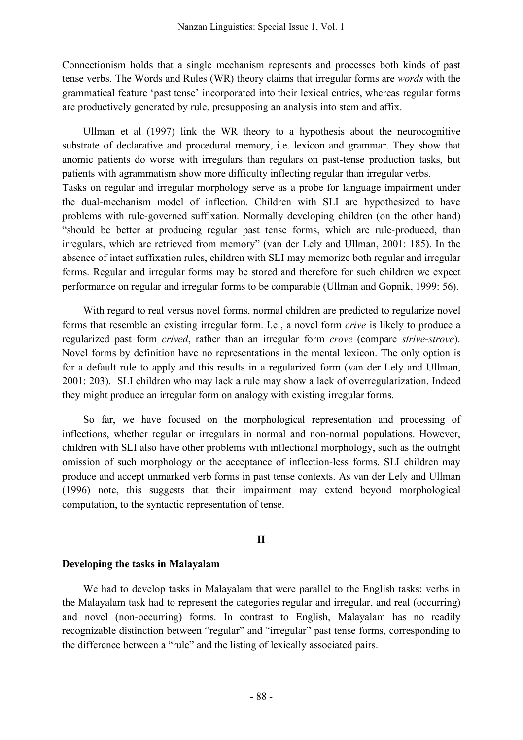Connectionism holds that a single mechanism represents and processes both kinds of past tense verbs. The Words and Rules (WR) theory claims that irregular forms are *words* with the grammatical feature 'past tense' incorporated into their lexical entries, whereas regular forms are productively generated by rule, presupposing an analysis into stem and affix.

Ullman et al (1997) link the WR theory to a hypothesis about the neurocognitive substrate of declarative and procedural memory, i.e. lexicon and grammar. They show that anomic patients do worse with irregulars than regulars on past-tense production tasks, but patients with agrammatism show more difficulty inflecting regular than irregular verbs.
Tasks on regular and irregular morphology serve as a probe for language impairment under the dual-mechanism model of inflection. Children with SLI are hypothesized to have problems with rule-governed suffixation. Normally developing children (on the other hand) "should be better at producing regular past tense forms, which are rule-produced, than irregulars, which are retrieved from memory" (van der Lely and Ullman, 2001: 185). In the absence of intact suffixation rules, children with SLI may memorize both regular and irregular forms. Regular and irregular forms may be stored and therefore for such children we expect performance on regular and irregular forms to be comparable (Ullman and Gopnik, 1999: 56).

With regard to real versus novel forms, normal children are predicted to regularize novel forms that resemble an existing irregular form. I.e., a novel form *crive* is likely to produce a regularized past form *crived*, rather than an irregular form *crove* (compare *strive*-*strove*). Novel forms by definition have no representations in the mental lexicon. The only option is for a default rule to apply and this results in a regularized form (van der Lely and Ullman, 2001: 203). SLI children who may lack a rule may show a lack of overregularization. Indeed they might produce an irregular form on analogy with existing irregular forms.

So far, we have focused on the morphological representation and processing of inflections, whether regular or irregulars in normal and non-normal populations. However, children with SLI also have other problems with inflectional morphology, such as the outright omission of such morphology or the acceptance of inflection-less forms. SLI children may produce and accept unmarked verb forms in past tense contexts. As van der Lely and Ullman (1996) note, this suggests that their impairment may extend beyond morphological computation, to the syntactic representation of tense.

## II

### Developing the tasks in Malayalam

We had to develop tasks in Malayalam that were parallel to the English tasks: verbs in the Malayalam task had to represent the categories regular and irregular, and real (occurring) and novel (non-occurring) forms. In contrast to English, Malayalam has no readily recognizable distinction between "regular" and "irregular" past tense forms, corresponding to the difference between a "rule" and the listing of lexically associated pairs.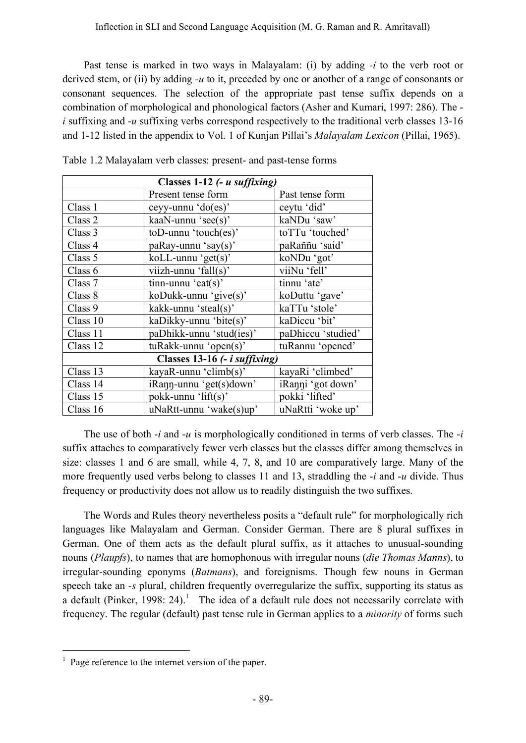Past tense is marked in two ways in Malayalam: (i) by adding *-i* to the verb root or derived stem, or (ii) by adding *-u* to it, preceded by one or another of a range of consonants or consonant sequences. The selection of the appropriate past tense suffix depends on a combination of morphological and phonological factors (Asher and Kumari, 1997: 286). The *-i* suffixing and *-u* suffixing verbs correspond respectively to the traditional verb classes 13-16 and 1-12 listed in the appendix to Vol. 1 of Kunjan Pillai's *Malayalam Lexicon* (Pillai, 1965).

Table 1.2 Malayalam verb classes: present- and past-tense forms

| **Classes 1-12 *(- u suffixing)*** | | |
|---|---|---|
| | Present tense form | Past tense form |
| Class 1 | ceyy-unnu 'do(es)' | ceytu 'did' |
| Class 2 | kaaN-unnu 'see(s)' | kaNDu 'saw' |
| Class 3 | toD-unnu 'touch(es)' | toTTu 'touched' |
| Class 4 | paRay-unnu 'say(s)' | paRaññu 'said' |
| Class 5 | koLL-unnu 'get(s)' | koNDu 'got' |
| Class 6 | viizh-unnu 'fall(s)' | viiNu 'fell' |
| Class 7 | tinn-unnu 'eat(s)' | tinnu 'ate' |
| Class 8 | koDukk-unnu 'give(s)' | koDuttu 'gave' |
| Class 9 | kakk-unnu 'steal(s)' | kaTTu 'stole' |
| Class 10 | kaDikky-unnu 'bite(s)' | kaDiccu 'bit' |
| Class 11 | paDhikk-unnu 'stud(ies)' | paDhiccu 'studied' |
| Class 12 | tuRakk-unnu 'open(s)' | tuRannu 'opened' |
| **Classes 13-16 *(- i suffixing)*** | | |
| Class 13 | kayaR-unnu 'climb(s)' | kayaRi 'climbed' |
| Class 14 | iRaŋŋ-unnu 'get(s)down' | iRaŋŋi 'got down' |
| Class 15 | pokk-unnu 'lift(s)' | pokki 'lifted' |
| Class 16 | uNaRtt-unnu 'wake(s)up' | uNaRtti 'woke up' |

The use of both *-i* and *-u* is morphologically conditioned in terms of verb classes. The *-i* suffix attaches to comparatively fewer verb classes but the classes differ among themselves in size: classes 1 and 6 are small, while 4, 7, 8, and 10 are comparatively large. Many of the more frequently used verbs belong to classes 11 and 13, straddling the *-i* and *-u* divide. Thus frequency or productivity does not allow us to readily distinguish the two suffixes.

The Words and Rules theory nevertheless posits a "default rule" for morphologically rich languages like Malayalam and German. Consider German. There are 8 plural suffixes in German. One of them acts as the default plural suffix, as it attaches to unusual-sounding nouns (*Plaupfs*), to names that are homophonous with irregular nouns (*die Thomas Manns*), to irregular-sounding eponyms (*Batmans*), and foreignisms. Though few nouns in German speech take an *-s* plural, children frequently overregularize the suffix, supporting its status as a default (Pinker, 1998: 24).[1] The idea of a default rule does not necessarily correlate with frequency. The regular (default) past tense rule in German applies to a *minority* of forms such

[1] Page reference to the internet version of the paper.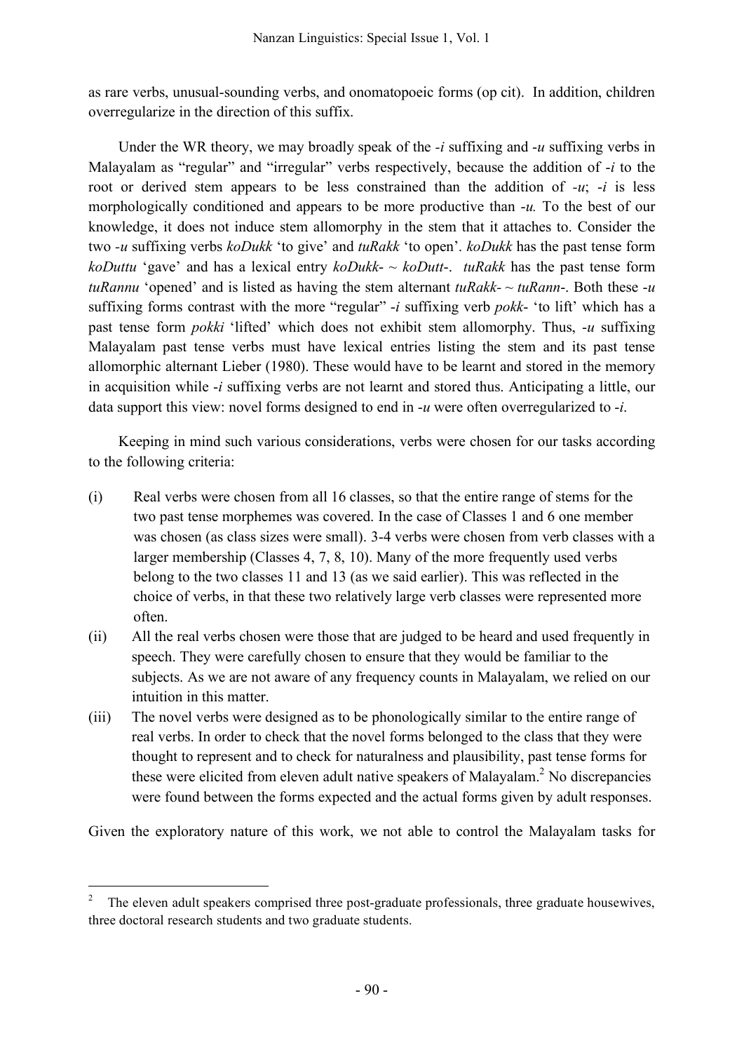as rare verbs, unusual-sounding verbs, and onomatopoeic forms (op cit). In addition, children overregularize in the direction of this suffix.

Under the WR theory, we may broadly speak of the *-i* suffixing and *-u* suffixing verbs in Malayalam as "regular" and "irregular" verbs respectively, because the addition of *-i* to the root or derived stem appears to be less constrained than the addition of *-u*; *-i* is less morphologically conditioned and appears to be more productive than *-u.* To the best of our knowledge, it does not induce stem allomorphy in the stem that it attaches to. Consider the two *-u* suffixing verbs *koDukk* 'to give' and *tuRakk* 'to open'. *koDukk* has the past tense form *koDuttu* 'gave' and has a lexical entry *koDukk-* ~ *koDutt-*. *tuRakk* has the past tense form *tuRannu* 'opened' and is listed as having the stem alternant *tuRakk-* ~ *tuRann-*. Both these *-u* suffixing forms contrast with the more "regular" *-i* suffixing verb *pokk-* 'to lift' which has a past tense form *pokki* 'lifted' which does not exhibit stem allomorphy. Thus, *-u* suffixing Malayalam past tense verbs must have lexical entries listing the stem and its past tense allomorphic alternant Lieber (1980). These would have to be learnt and stored in the memory in acquisition while *-i* suffixing verbs are not learnt and stored thus. Anticipating a little, our data support this view: novel forms designed to end in *-u* were often overregularized to *-i*.

Keeping in mind such various considerations, verbs were chosen for our tasks according to the following criteria:

(i) Real verbs were chosen from all 16 classes, so that the entire range of stems for the two past tense morphemes was covered. In the case of Classes 1 and 6 one member was chosen (as class sizes were small). 3-4 verbs were chosen from verb classes with a larger membership (Classes 4, 7, 8, 10). Many of the more frequently used verbs belong to the two classes 11 and 13 (as we said earlier). This was reflected in the choice of verbs, in that these two relatively large verb classes were represented more often.

(ii) All the real verbs chosen were those that are judged to be heard and used frequently in speech. They were carefully chosen to ensure that they would be familiar to the subjects. As we are not aware of any frequency counts in Malayalam, we relied on our intuition in this matter.

(iii) The novel verbs were designed as to be phonologically similar to the entire range of real verbs. In order to check that the novel forms belonged to the class that they were thought to represent and to check for naturalness and plausibility, past tense forms for these were elicited from eleven adult native speakers of Malayalam.[2] No discrepancies were found between the forms expected and the actual forms given by adult responses.

Given the exploratory nature of this work, we not able to control the Malayalam tasks for

[2] The eleven adult speakers comprised three post-graduate professionals, three graduate housewives, three doctoral research students and two graduate students.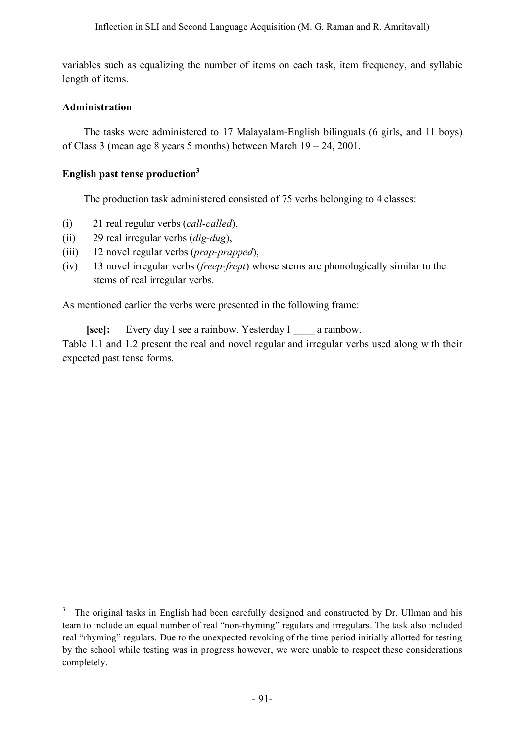variables such as equalizing the number of items on each task, item frequency, and syllabic length of items.

**Administration**

The tasks were administered to 17 Malayalam-English bilinguals (6 girls, and 11 boys) of Class 3 (mean age 8 years 5 months) between March 19 – 24, 2001.

**English past tense production[3]**

The production task administered consisted of 75 verbs belonging to 4 classes:

(i) 21 real regular verbs (*call-called*),
(ii) 29 real irregular verbs (*dig-dug*),
(iii) 12 novel regular verbs (*prap-prapped*),
(iv) 13 novel irregular verbs (*freep-frept*) whose stems are phonologically similar to the stems of real irregular verbs.

As mentioned earlier the verbs were presented in the following frame:

**[see]:** Every day I see a rainbow. Yesterday I ____ a rainbow.

Table 1.1 and 1.2 present the real and novel regular and irregular verbs used along with their expected past tense forms.

---

[3] The original tasks in English had been carefully designed and constructed by Dr. Ullman and his team to include an equal number of real "non-rhyming" regulars and irregulars. The task also included real "rhyming" regulars. Due to the unexpected revoking of the time period initially allotted for testing by the school while testing was in progress however, we were unable to respect these considerations completely.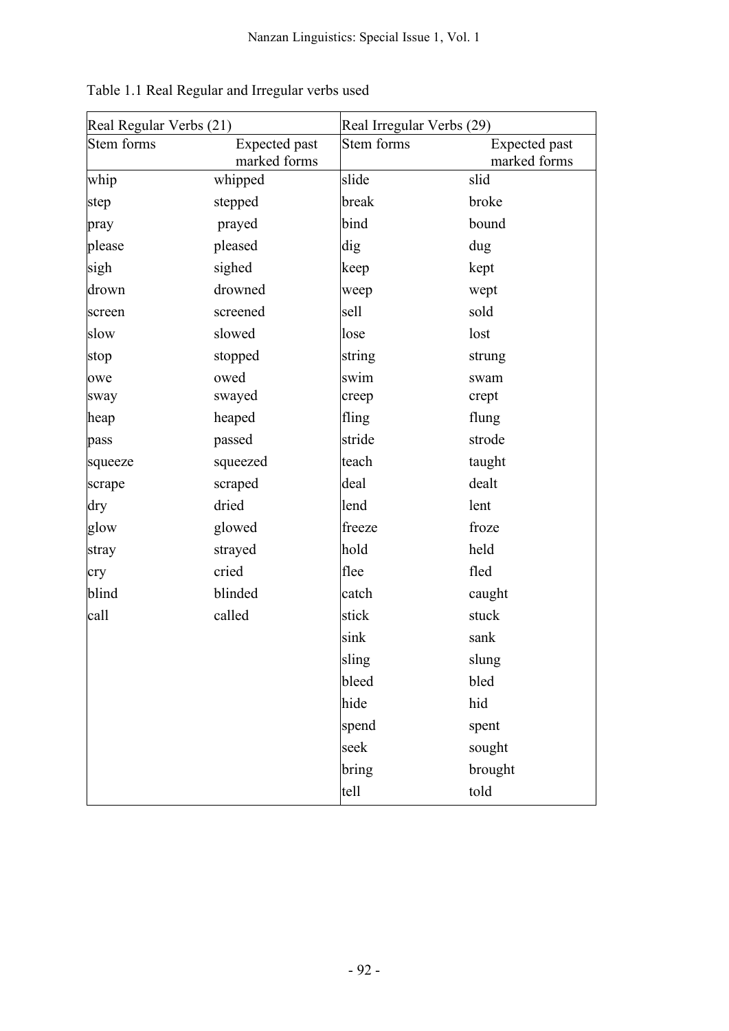Table 1.1 Real Regular and Irregular verbs used

| Real Regular Verbs (21) | | Real Irregular Verbs (29) | |
|---|---|---|---|
| Stem forms | Expected past marked forms | Stem forms | Expected past marked forms |
| whip | whipped | slide | slid |
| step | stepped | break | broke |
| pray | prayed | bind | bound |
| please | pleased | dig | dug |
| sigh | sighed | keep | kept |
| drown | drowned | weep | wept |
| screen | screened | sell | sold |
| slow | slowed | lose | lost |
| stop | stopped | string | strung |
| owe | owed | swim | swam |
| sway | swayed | creep | crept |
| heap | heaped | fling | flung |
| pass | passed | stride | strode |
| squeeze | squeezed | teach | taught |
| scrape | scraped | deal | dealt |
| dry | dried | lend | lent |
| glow | glowed | freeze | froze |
| stray | strayed | hold | held |
| cry | cried | flee | fled |
| blind | blinded | catch | caught |
| call | called | stick | stuck |
| | | sink | sank |
| | | sling | slung |
| | | bleed | bled |
| | | hide | hid |
| | | spend | spent |
| | | seek | sought |
| | | bring | brought |
| | | tell | told |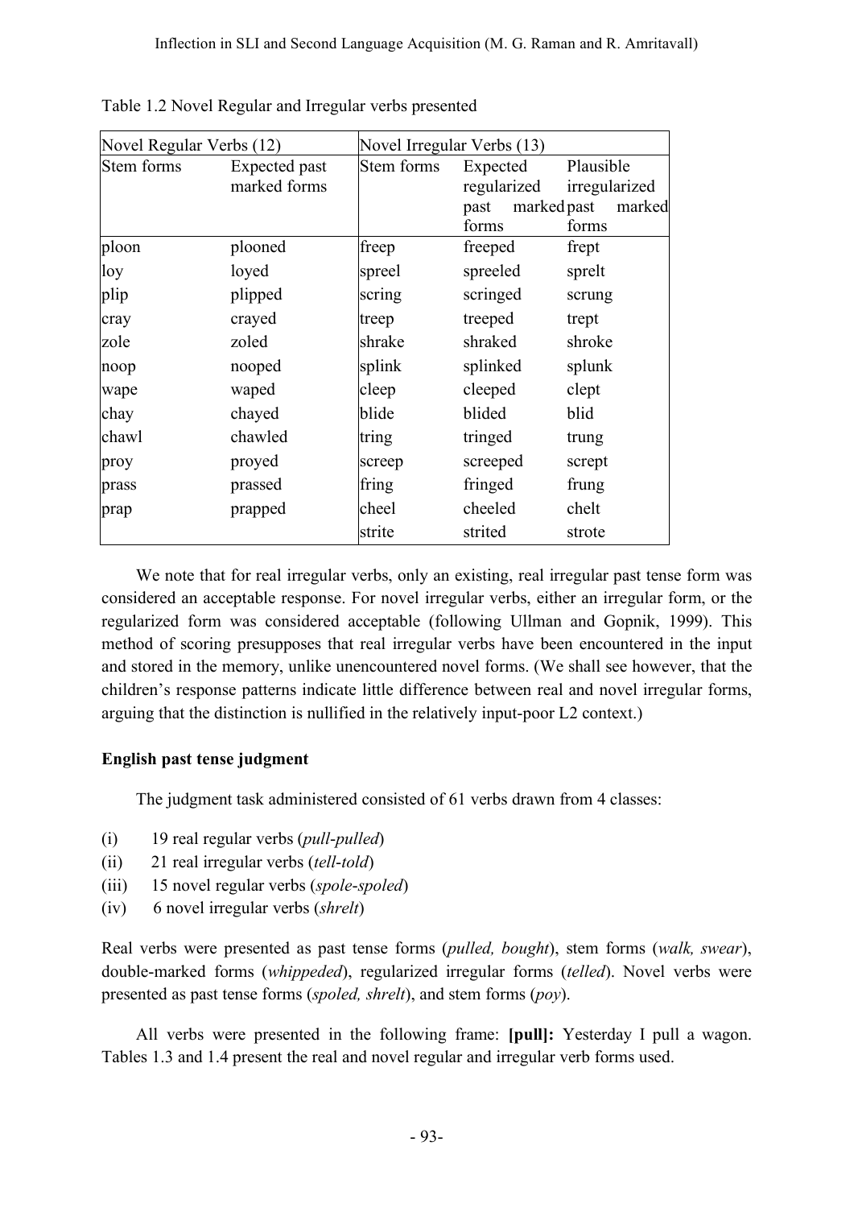Table 1.2 Novel Regular and Irregular verbs presented

| Novel Regular Verbs (12) | | Novel Irregular Verbs (13) | | |
|---|---|---|---|---|
| Stem forms | Expected past marked forms | Stem forms | Expected regularized past marked forms | Plausible irregularized past marked forms |
| ploon | plooned | freep | freeped | frept |
| loy | loyed | spreel | spreeled | sprelt |
| plip | plipped | scring | scringed | scrung |
| cray | crayed | treep | treeped | trept |
| zole | zoled | shrake | shraked | shroke |
| noop | nooped | splink | splinked | splunk |
| wape | waped | cleep | cleeped | clept |
| chay | chayed | blide | blided | blid |
| chawl | chawled | tring | tringed | trung |
| proy | proyed | screep | screeped | scrept |
| prass | prassed | fring | fringed | frung |
| prap | prapped | cheel | cheeled | chelt |
| | | strite | strited | strote |

We note that for real irregular verbs, only an existing, real irregular past tense form was considered an acceptable response. For novel irregular verbs, either an irregular form, or the regularized form was considered acceptable (following Ullman and Gopnik, 1999). This method of scoring presupposes that real irregular verbs have been encountered in the input and stored in the memory, unlike unencountered novel forms. (We shall see however, that the children's response patterns indicate little difference between real and novel irregular forms, arguing that the distinction is nullified in the relatively input-poor L2 context.)

**English past tense judgment**

The judgment task administered consisted of 61 verbs drawn from 4 classes:

(i) 19 real regular verbs (*pull-pulled*)
(ii) 21 real irregular verbs (*tell-told*)
(iii) 15 novel regular verbs (*spole-spoled*)
(iv) 6 novel irregular verbs (*shrelt*)

Real verbs were presented as past tense forms (*pulled, bought*), stem forms (*walk, swear*), double-marked forms (*whippeded*), regularized irregular forms (*telled*). Novel verbs were presented as past tense forms (*spoled, shrelt*), and stem forms (*poy*).

All verbs were presented in the following frame: **[pull]:** Yesterday I pull a wagon. Tables 1.3 and 1.4 present the real and novel regular and irregular verb forms used.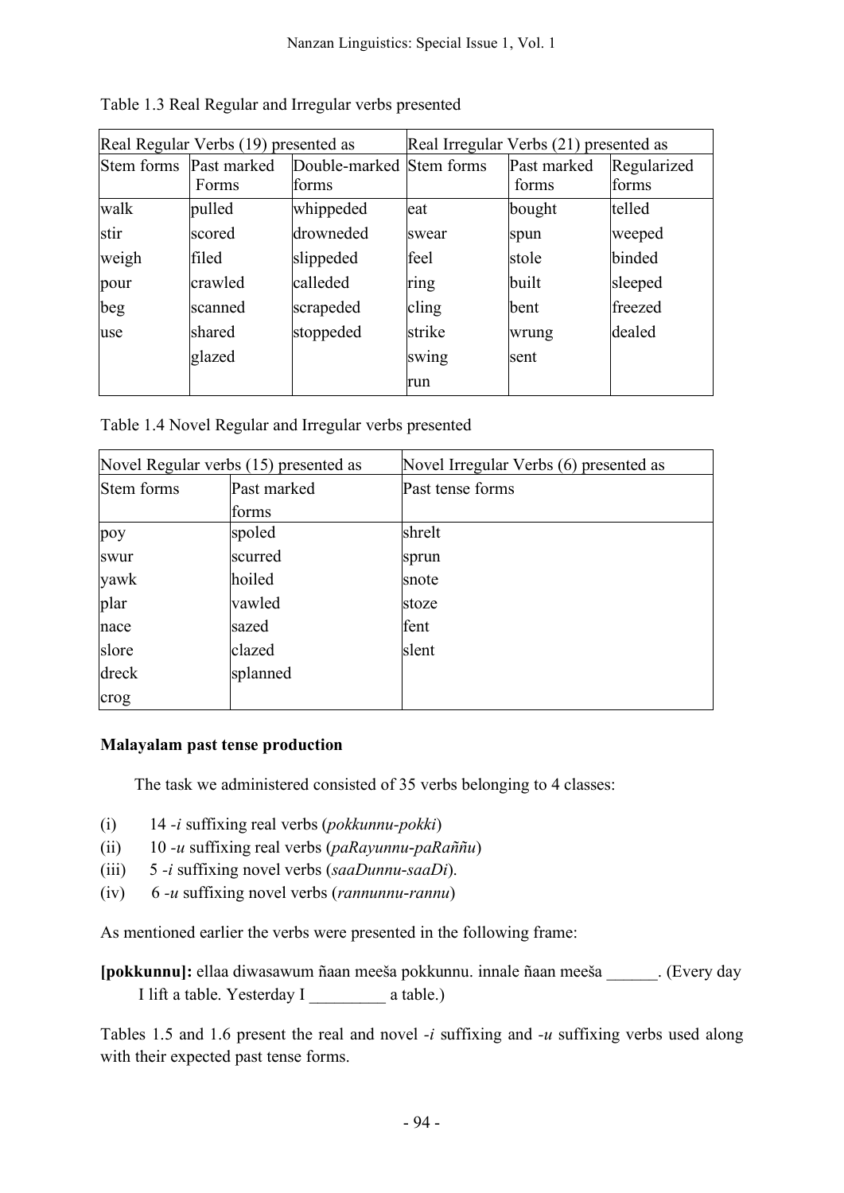Table 1.3 Real Regular and Irregular verbs presented

| Real Regular Verbs (19) presented as | | | Real Irregular Verbs (21) presented as | | |
|---|---|---|---|---|---|
| Stem forms | Past marked Forms | Double-marked forms | Stem forms | Past marked forms | Regularized forms |
| walk | pulled | whippeded | eat | bought | telled |
| stir | scored | drowneded | swear | spun | weeped |
| weigh | filed | slippeded | feel | stole | binded |
| pour | crawled | calleded | ring | built | sleeped |
| beg | scanned | scrapeded | cling | bent | freezed |
| use | shared | stoppeded | strike | wrung | dealed |
| | glazed | | swing | sent | |
| | | | run | | |

Table 1.4 Novel Regular and Irregular verbs presented

| Novel Regular verbs (15) presented as | | Novel Irregular Verbs (6) presented as |
|---|---|---|
| Stem forms | Past marked forms | Past tense forms |
| poy | spoled | shrelt |
| swur | scurred | sprun |
| yawk | hoiled | snote |
| plar | vawled | stoze |
| nace | sazed | fent |
| slore | clazed | slent |
| dreck | splanned | |
| crog | | |

**Malayalam past tense production**

The task we administered consisted of 35 verbs belonging to 4 classes:

(i) 14 *-i* suffixing real verbs (*pokkunnu-pokki*)
(ii) 10 *-u* suffixing real verbs (*paRayunnu-paRaññu*)
(iii) 5 *-i* suffixing novel verbs (*saaDunnu-saaDi*).
(iv) 6 *-u* suffixing novel verbs (*rannunnu-rannu*)

As mentioned earlier the verbs were presented in the following frame:

**[pokkunnu]:** ellaa diwasawum ñaan meeša pokkunnu. innale ñaan meeša ______. (Every day I lift a table. Yesterday I _________ a table.)

Tables 1.5 and 1.6 present the real and novel *-i* suffixing and *-u* suffixing verbs used along with their expected past tense forms.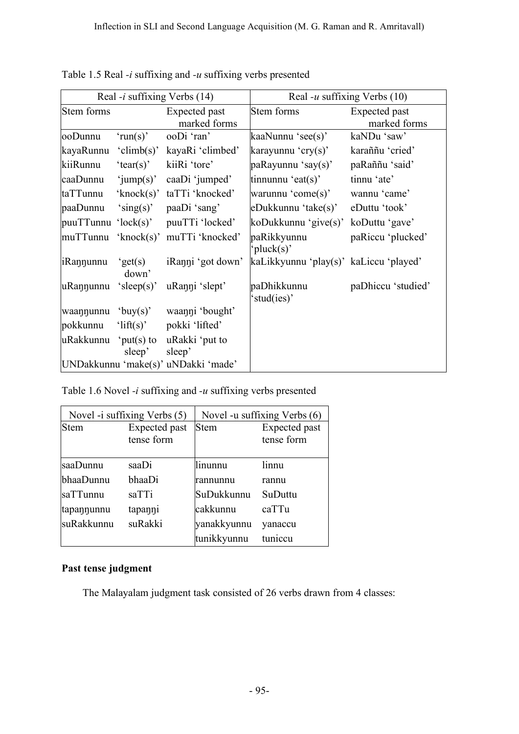Table 1.5 Real *-i* suffixing and *-u* suffixing verbs presented

| Real *-i* suffixing Verbs (14) | | | Real *-u* suffixing Verbs (10) | |
|---|---|---|---|---|
| Stem forms | | Expected past marked forms | Stem forms | Expected past marked forms |
| ooDunnu | 'run(s)' | ooDi 'ran' | kaaNunnu 'see(s)' | kaNDu 'saw' |
| kayaRunnu | 'climb(s)' | kayaRi 'climbed' | karayunnu 'cry(s)' | karaññu 'cried' |
| kiiRunnu | 'tear(s)' | kiiRi 'tore' | paRayunnu 'say(s)' | paRaññu 'said' |
| caaDunnu | 'jump(s)' | caaDi 'jumped' | tinnunnu 'eat(s)' | tinnu 'ate' |
| taTTunnu | 'knock(s)' | taTTi 'knocked' | warunnu 'come(s)' | wannu 'came' |
| paaDunnu | 'sing(s)' | paaDi 'sang' | eDukkunnu 'take(s)' | eDuttu 'took' |
| puuTTunnu | 'lock(s)' | puuTTi 'locked' | koDukkunnu 'give(s)' | koDuttu 'gave' |
| muTTunnu | 'knock(s)' | muTTi 'knocked' | paRikkyunnu 'pluck(s)' | paRiccu 'plucked' |
| iRaŋŋunnu | 'get(s) down' | iRaŋŋi 'got down' | kaLikkyunnu 'play(s)' | kaLiccu 'played' |
| uRaŋŋunnu | 'sleep(s)' | uRaŋŋi 'slept' | paDhikkunnu 'stud(ies)' | paDhiccu 'studied' |
| waaŋŋunnu | 'buy(s)' | waaŋŋi 'bought' | | |
| pokkunnu | 'lift(s)' | pokki 'lifted' | | |
| uRakkunnu | 'put(s) to sleep' | uRakki 'put to sleep' | | |
| UNDakkunnu | 'make(s)' | uNDakki 'made' | | |

Table 1.6 Novel *-i* suffixing and *-u* suffixing verbs presented

| Novel -i suffixing Verbs (5) | | Novel -u suffixing Verbs (6) | |
|---|---|---|---|
| Stem | Expected past tense form | Stem | Expected past tense form |
| saaDunnu | saaDi | linunnu | linnu |
| bhaaDunnu | bhaaDi | rannunnu | rannu |
| saTTunnu | saTTi | SuDukkunnu | SuDuttu |
| tapaŋŋunnu | tapaŋŋi | cakkunnu | caTTu |
| suRakkunnu | suRakki | yanakkyunnu | yanaccu |
| | | tunikkyunnu | tuniccu |

**Past tense judgment**

The Malayalam judgment task consisted of 26 verbs drawn from 4 classes: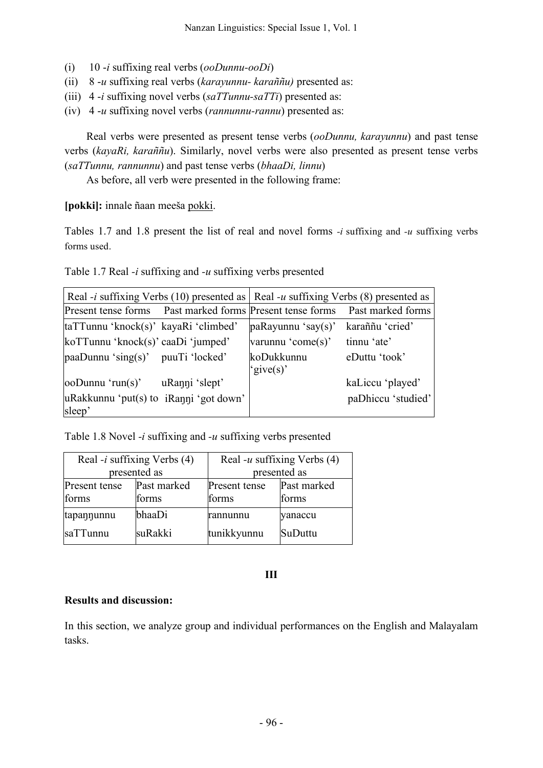(i) 10 *-i* suffixing real verbs (*ooDunnu-ooDi*)
(ii) 8 *-u* suffixing real verbs (*karayunnu- karaññu)* presented as:
(iii) 4 *-i* suffixing novel verbs (*saTTunnu-saTTi*) presented as:
(iv) 4 *-u* suffixing novel verbs (*rannunnu-rannu*) presented as:

Real verbs were presented as present tense verbs (*ooDunnu, karayunnu*) and past tense verbs (*kayaRi, karaññu*). Similarly, novel verbs were also presented as present tense verbs (*saTTunnu, rannunnu*) and past tense verbs (*bhaaDi, linnu*)

As before, all verb were presented in the following frame:

**[pokki]:** innale ñaan meeša pokki.

Tables 1.7 and 1.8 present the list of real and novel forms *-i* suffixing and *-u* suffixing verbs forms used.

Table 1.7 Real *-i* suffixing and *-u* suffixing verbs presented

| Real *-i* suffixing Verbs (10) presented as | | Real *-u* suffixing Verbs (8) presented as | |
|---|---|---|---|
| Present tense forms | Past marked forms | Present tense forms | Past marked forms |
| taTTunnu 'knock(s)' | kayaRi 'climbed' | paRayunnu 'say(s)' | karaññu 'cried' |
| koTTunnu 'knock(s)' | caaDi 'jumped' | varunnu 'come(s)' | tinnu 'ate' |
| paaDunnu 'sing(s)' | puuTi 'locked' | koDukkunnu 'give(s)' | eDuttu 'took' |
| ooDunnu 'run(s)' | uRaŋŋi 'slept' | | kaLiccu 'played' |
| uRakkunnu 'put(s) to sleep' | iRaŋŋi 'got down' | | paDhiccu 'studied' |

Table 1.8 Novel *-i* suffixing and *-u* suffixing verbs presented

| Real *-i* suffixing Verbs (4) presented as | | Real *-u* suffixing Verbs (4) presented as | |
|---|---|---|---|
| Present tense forms | Past marked forms | Present tense forms | Past marked forms |
| tapaŋŋunnu | bhaaDi | rannunnu | yanaccu |
| saTTunnu | suRakki | tunikkyunnu | SuDuttu |

## III

**Results and discussion:**

In this section, we analyze group and individual performances on the English and Malayalam tasks.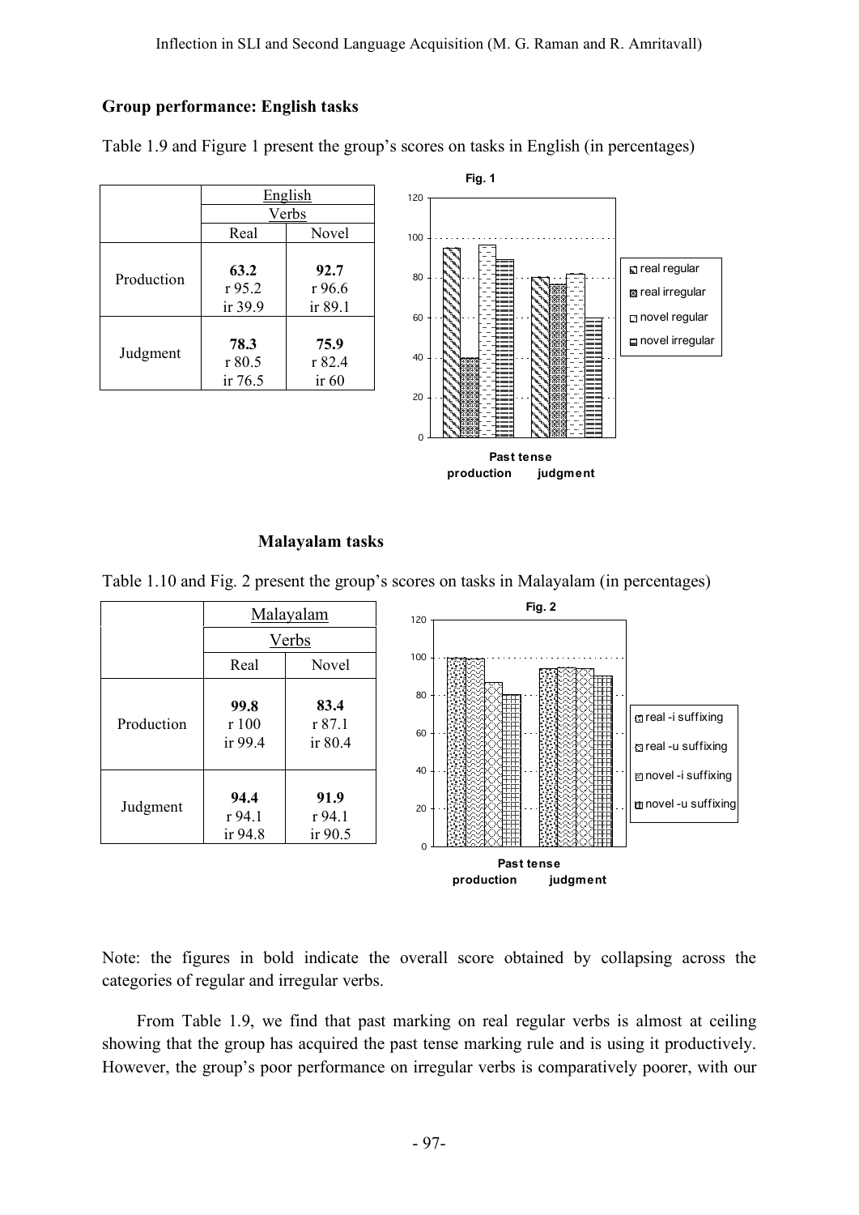**Group performance: English tasks**

Table 1.9 and Figure 1 present the group's scores on tasks in English (in percentages)

| | English | |
|---|---|---|
| | Verbs | |
| | Real | Novel |
| Production | **63.2** r 95.2 ir 39.9 | **92.7** r 96.6 ir 89.1 |
| Judgment | **78.3** r 80.5 ir 76.5 | **75.9** r 82.4 ir 60 |

**Malayalam tasks**

Table 1.10 and Fig. 2 present the group's scores on tasks in Malayalam (in percentages)

| | Malayalam | |
|---|---|---|
| | Verbs | |
| | Real | Novel |
| Production | **99.8** r 100 ir 99.4 | **83.4** r 87.1 ir 80.4 |
| Judgment | **94.4** r 94.1 ir 94.8 | **91.9** r 94.1 ir 90.5 |

Note: the figures in bold indicate the overall score obtained by collapsing across the categories of regular and irregular verbs.

From Table 1.9, we find that past marking on real regular verbs is almost at ceiling showing that the group has acquired the past tense marking rule and is using it productively. However, the group's poor performance on irregular verbs is comparatively poorer, with our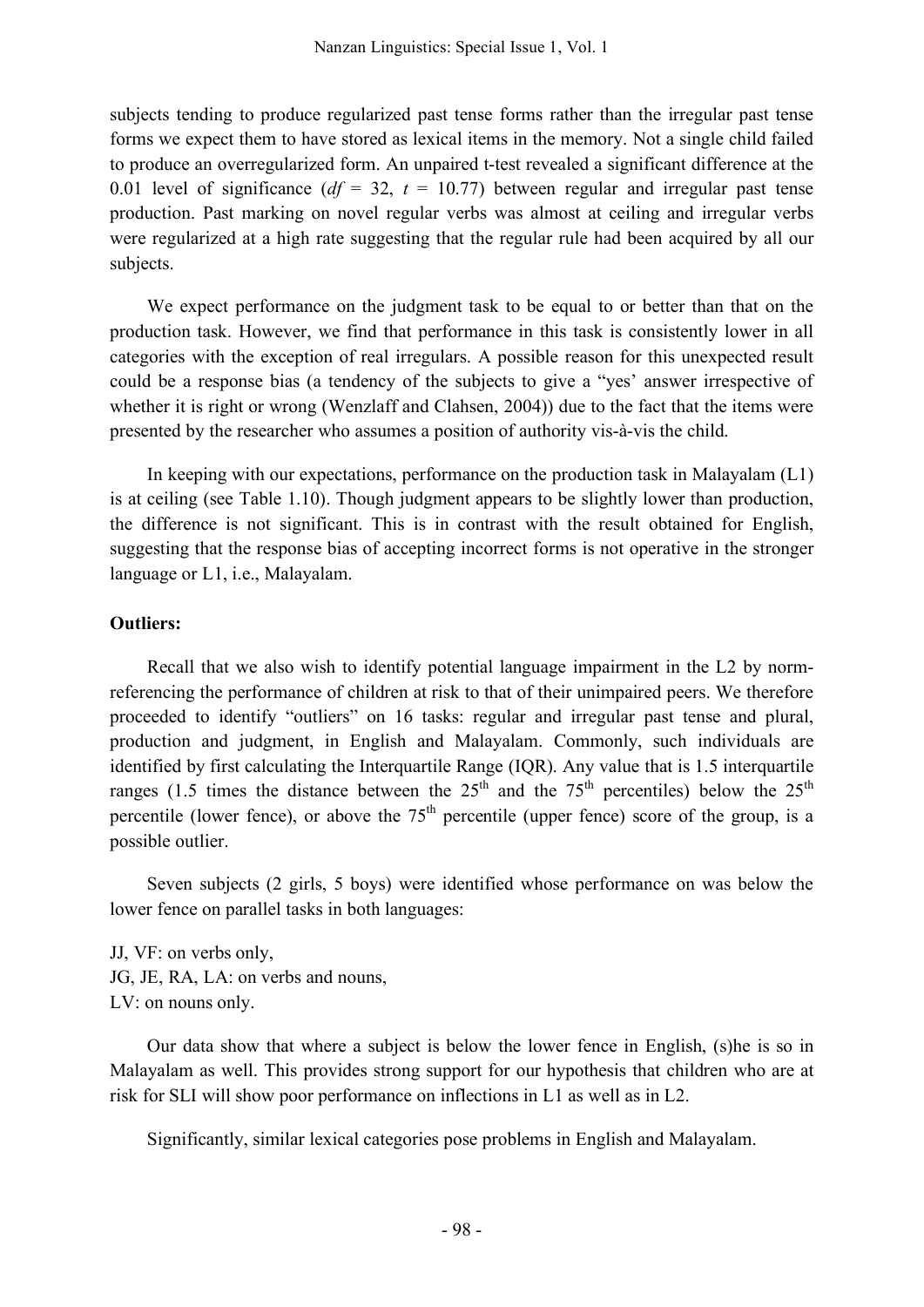subjects tending to produce regularized past tense forms rather than the irregular past tense forms we expect them to have stored as lexical items in the memory. Not a single child failed to produce an overregularized form. An unpaired t-test revealed a significant difference at the 0.01 level of significance ($df$ = 32, $t$ = 10.77) between regular and irregular past tense production. Past marking on novel regular verbs was almost at ceiling and irregular verbs were regularized at a high rate suggesting that the regular rule had been acquired by all our subjects.

We expect performance on the judgment task to be equal to or better than that on the production task. However, we find that performance in this task is consistently lower in all categories with the exception of real irregulars. A possible reason for this unexpected result could be a response bias (a tendency of the subjects to give a "yes' answer irrespective of whether it is right or wrong (Wenzlaff and Clahsen, 2004)) due to the fact that the items were presented by the researcher who assumes a position of authority vis-à-vis the child.

In keeping with our expectations, performance on the production task in Malayalam (L1) is at ceiling (see Table 1.10). Though judgment appears to be slightly lower than production, the difference is not significant. This is in contrast with the result obtained for English, suggesting that the response bias of accepting incorrect forms is not operative in the stronger language or L1, i.e., Malayalam.

**Outliers:**

Recall that we also wish to identify potential language impairment in the L2 by norm-referencing the performance of children at risk to that of their unimpaired peers. We therefore proceeded to identify "outliers" on 16 tasks: regular and irregular past tense and plural, production and judgment, in English and Malayalam. Commonly, such individuals are identified by first calculating the Interquartile Range (IQR). Any value that is 1.5 interquartile ranges (1.5 times the distance between the 25th and the 75th percentiles) below the 25th percentile (lower fence), or above the 75th percentile (upper fence) score of the group, is a possible outlier.

Seven subjects (2 girls, 5 boys) were identified whose performance on was below the lower fence on parallel tasks in both languages:

JJ, VF: on verbs only,  
JG, JE, RA, LA: on verbs and nouns,  
LV: on nouns only.

Our data show that where a subject is below the lower fence in English, (s)he is so in Malayalam as well. This provides strong support for our hypothesis that children who are at risk for SLI will show poor performance on inflections in L1 as well as in L2.

Significantly, similar lexical categories pose problems in English and Malayalam.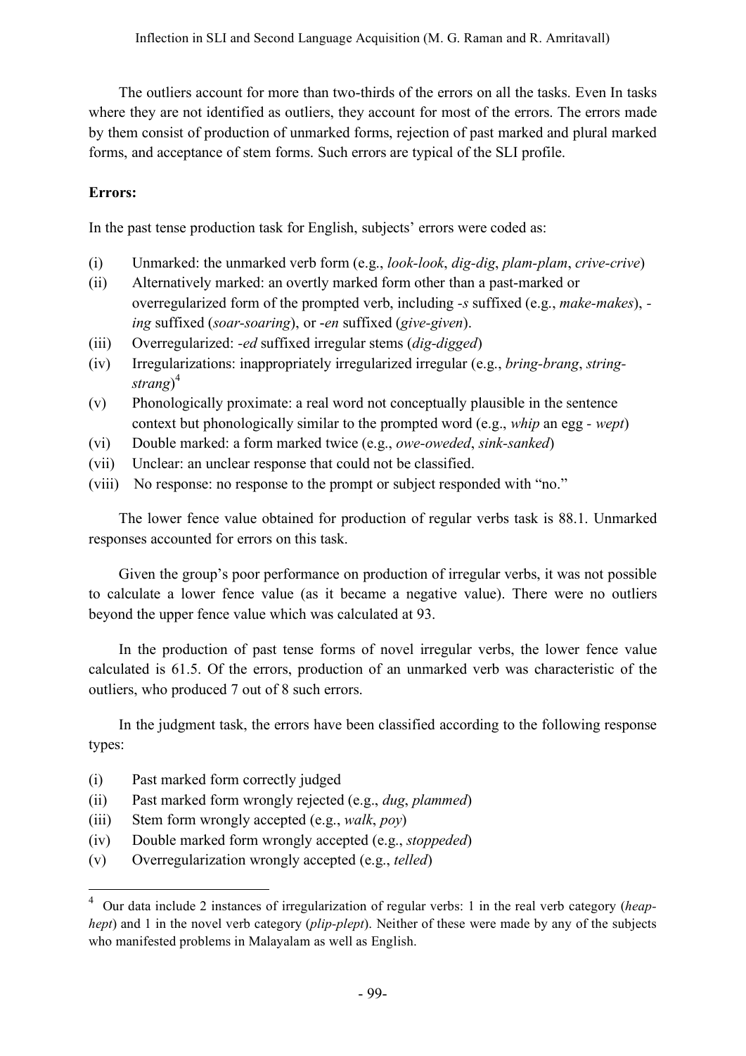The outliers account for more than two-thirds of the errors on all the tasks. Even In tasks where they are not identified as outliers, they account for most of the errors. The errors made by them consist of production of unmarked forms, rejection of past marked and plural marked forms, and acceptance of stem forms. Such errors are typical of the SLI profile.

**Errors:**

In the past tense production task for English, subjects' errors were coded as:

(i) Unmarked: the unmarked verb form (e.g., *look-look*, *dig-dig*, *plam-plam*, *crive-crive*)

(ii) Alternatively marked: an overtly marked form other than a past-marked or overregularized form of the prompted verb, including *-s* suffixed (e.g., *make-makes*), *-ing* suffixed (*soar-soaring*), or *-en* suffixed (*give-given*).

(iii) Overregularized: *-ed* suffixed irregular stems (*dig-digged*)

(iv) Irregularizations: inappropriately irregularized irregular (e.g., *bring-brang*, *string-strang*)[4]

(v) Phonologically proximate: a real word not conceptually plausible in the sentence context but phonologically similar to the prompted word (e.g., *whip* an egg - *wept*)

(vi) Double marked: a form marked twice (e.g., *owe-oweded*, *sink-sanked*)

(vii) Unclear: an unclear response that could not be classified.

(viii) No response: no response to the prompt or subject responded with "no."

The lower fence value obtained for production of regular verbs task is 88.1. Unmarked responses accounted for errors on this task.

Given the group's poor performance on production of irregular verbs, it was not possible to calculate a lower fence value (as it became a negative value). There were no outliers beyond the upper fence value which was calculated at 93.

In the production of past tense forms of novel irregular verbs, the lower fence value calculated is 61.5. Of the errors, production of an unmarked verb was characteristic of the outliers, who produced 7 out of 8 such errors.

In the judgment task, the errors have been classified according to the following response types:

(i) Past marked form correctly judged

(ii) Past marked form wrongly rejected (e.g., *dug*, *plammed*)

(iii) Stem form wrongly accepted (e.g., *walk*, *poy*)

(iv) Double marked form wrongly accepted (e.g., *stoppeded*)

(v) Overregularization wrongly accepted (e.g., *telled*)

---

[4] Our data include 2 instances of irregularization of regular verbs: 1 in the real verb category (*heap-hept*) and 1 in the novel verb category (*plip-plept*). Neither of these were made by any of the subjects who manifested problems in Malayalam as well as English.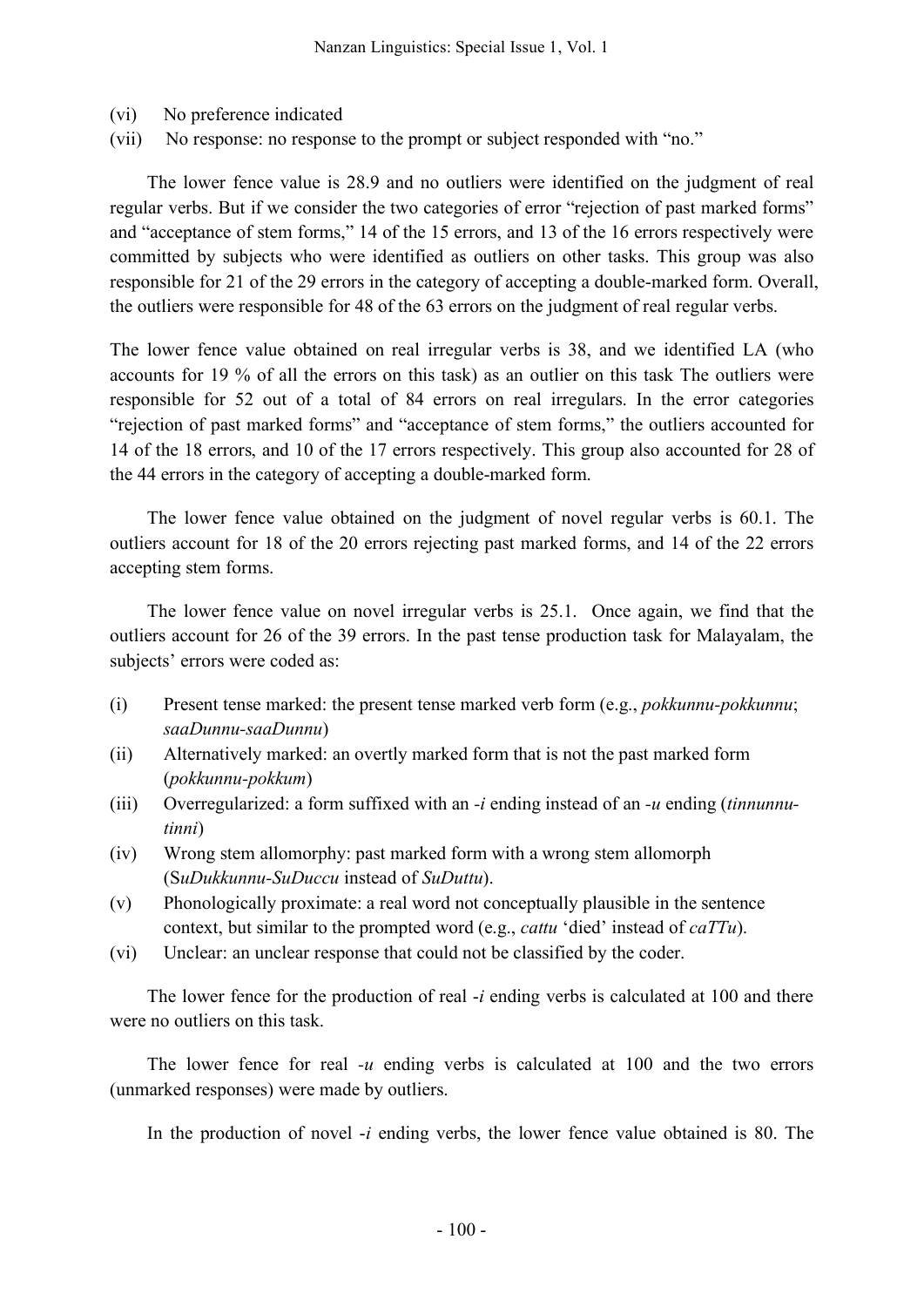(vi) No preference indicated
(vii) No response: no response to the prompt or subject responded with "no."

The lower fence value is 28.9 and no outliers were identified on the judgment of real regular verbs. But if we consider the two categories of error "rejection of past marked forms" and "acceptance of stem forms," 14 of the 15 errors, and 13 of the 16 errors respectively were committed by subjects who were identified as outliers on other tasks. This group was also responsible for 21 of the 29 errors in the category of accepting a double-marked form. Overall, the outliers were responsible for 48 of the 63 errors on the judgment of real regular verbs.

The lower fence value obtained on real irregular verbs is 38, and we identified LA (who accounts for 19 % of all the errors on this task) as an outlier on this task The outliers were responsible for 52 out of a total of 84 errors on real irregulars. In the error categories "rejection of past marked forms" and "acceptance of stem forms," the outliers accounted for 14 of the 18 errors, and 10 of the 17 errors respectively. This group also accounted for 28 of the 44 errors in the category of accepting a double-marked form.

The lower fence value obtained on the judgment of novel regular verbs is 60.1. The outliers account for 18 of the 20 errors rejecting past marked forms, and 14 of the 22 errors accepting stem forms.

The lower fence value on novel irregular verbs is 25.1. Once again, we find that the outliers account for 26 of the 39 errors. In the past tense production task for Malayalam, the subjects' errors were coded as:

(i) Present tense marked: the present tense marked verb form (e.g., *pokkunnu-pokkunnu*; *saaDunnu-saaDunnu*)
(ii) Alternatively marked: an overtly marked form that is not the past marked form (*pokkunnu-pokkum*)
(iii) Overregularized: a form suffixed with an *-i* ending instead of an *-u* ending (*tinnunnu-tinni*)
(iv) Wrong stem allomorphy: past marked form with a wrong stem allomorph (S*uDukkunnu-SuDuccu* instead of *SuDuttu*).
(v) Phonologically proximate: a real word not conceptually plausible in the sentence context, but similar to the prompted word (e.g., *cattu* 'died' instead of *caTTu*).
(vi) Unclear: an unclear response that could not be classified by the coder.

The lower fence for the production of real *-i* ending verbs is calculated at 100 and there were no outliers on this task.

The lower fence for real *-u* ending verbs is calculated at 100 and the two errors (unmarked responses) were made by outliers.

In the production of novel *-i* ending verbs, the lower fence value obtained is 80. The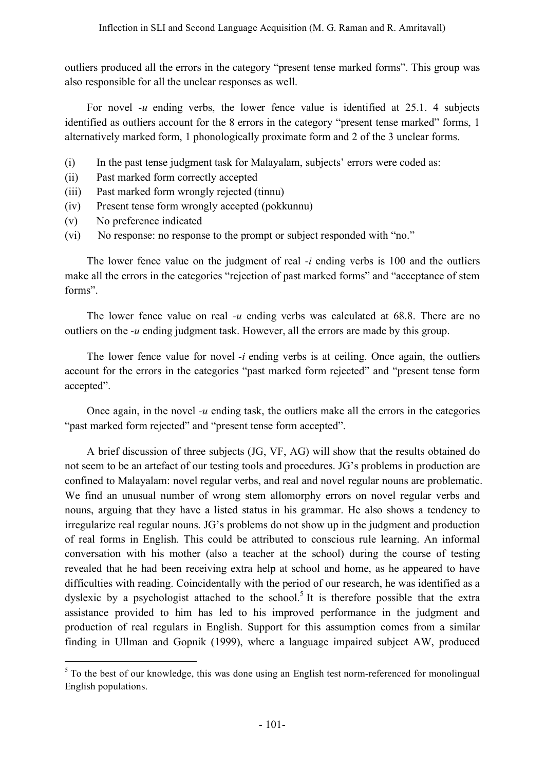outliers produced all the errors in the category "present tense marked forms". This group was also responsible for all the unclear responses as well.

For novel *-u* ending verbs, the lower fence value is identified at 25.1. 4 subjects identified as outliers account for the 8 errors in the category "present tense marked" forms, 1 alternatively marked form, 1 phonologically proximate form and 2 of the 3 unclear forms.

(i) In the past tense judgment task for Malayalam, subjects' errors were coded as:
(ii) Past marked form correctly accepted
(iii) Past marked form wrongly rejected (tinnu)
(iv) Present tense form wrongly accepted (pokkunnu)
(v) No preference indicated
(vi) No response: no response to the prompt or subject responded with "no."

The lower fence value on the judgment of real *-i* ending verbs is 100 and the outliers make all the errors in the categories "rejection of past marked forms" and "acceptance of stem forms".

The lower fence value on real *-u* ending verbs was calculated at 68.8. There are no outliers on the *-u* ending judgment task. However, all the errors are made by this group.

The lower fence value for novel *-i* ending verbs is at ceiling. Once again, the outliers account for the errors in the categories "past marked form rejected" and "present tense form accepted".

Once again, in the novel *-u* ending task, the outliers make all the errors in the categories "past marked form rejected" and "present tense form accepted".

A brief discussion of three subjects (JG, VF, AG) will show that the results obtained do not seem to be an artefact of our testing tools and procedures. JG's problems in production are confined to Malayalam: novel regular verbs, and real and novel regular nouns are problematic. We find an unusual number of wrong stem allomorphy errors on novel regular verbs and nouns, arguing that they have a listed status in his grammar. He also shows a tendency to irregularize real regular nouns. JG's problems do not show up in the judgment and production of real forms in English. This could be attributed to conscious rule learning. An informal conversation with his mother (also a teacher at the school) during the course of testing revealed that he had been receiving extra help at school and home, as he appeared to have difficulties with reading. Coincidentally with the period of our research, he was identified as a dyslexic by a psychologist attached to the school.[5] It is therefore possible that the extra assistance provided to him has led to his improved performance in the judgment and production of real regulars in English. Support for this assumption comes from a similar finding in Ullman and Gopnik (1999), where a language impaired subject AW, produced

---

[5] To the best of our knowledge, this was done using an English test norm-referenced for monolingual English populations.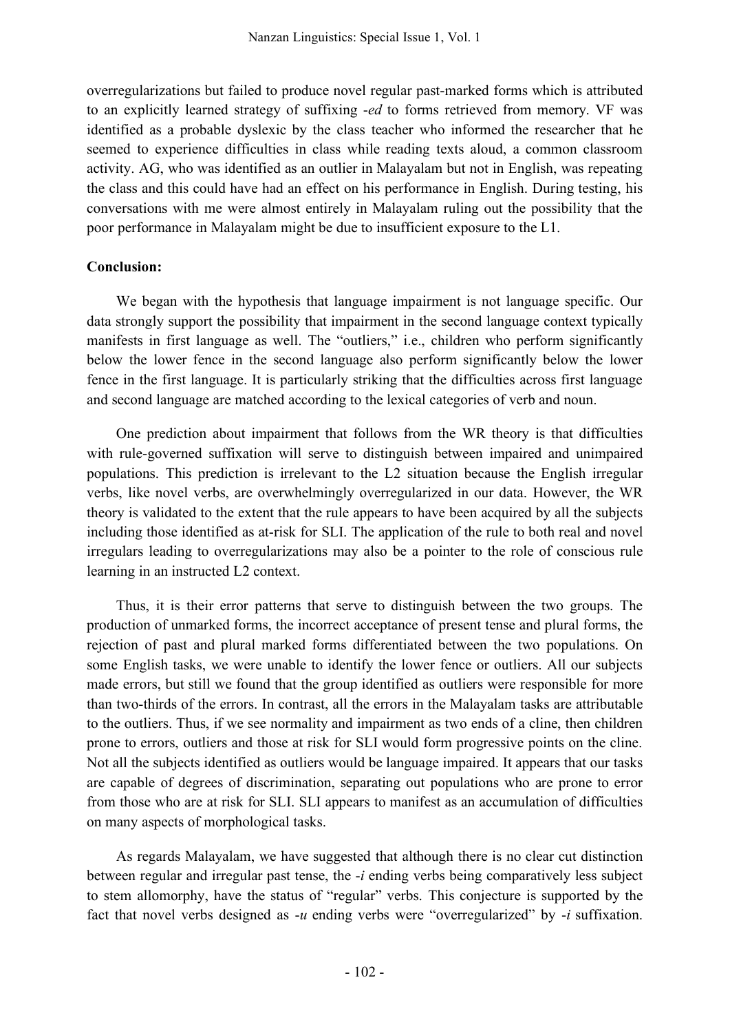overregularizations but failed to produce novel regular past-marked forms which is attributed to an explicitly learned strategy of suffixing *-ed* to forms retrieved from memory. VF was identified as a probable dyslexic by the class teacher who informed the researcher that he seemed to experience difficulties in class while reading texts aloud, a common classroom activity. AG, who was identified as an outlier in Malayalam but not in English, was repeating the class and this could have had an effect on his performance in English. During testing, his conversations with me were almost entirely in Malayalam ruling out the possibility that the poor performance in Malayalam might be due to insufficient exposure to the L1.

**Conclusion:**

We began with the hypothesis that language impairment is not language specific. Our data strongly support the possibility that impairment in the second language context typically manifests in first language as well. The "outliers," i.e., children who perform significantly below the lower fence in the second language also perform significantly below the lower fence in the first language. It is particularly striking that the difficulties across first language and second language are matched according to the lexical categories of verb and noun.

One prediction about impairment that follows from the WR theory is that difficulties with rule-governed suffixation will serve to distinguish between impaired and unimpaired populations. This prediction is irrelevant to the L2 situation because the English irregular verbs, like novel verbs, are overwhelmingly overregularized in our data. However, the WR theory is validated to the extent that the rule appears to have been acquired by all the subjects including those identified as at-risk for SLI. The application of the rule to both real and novel irregulars leading to overregularizations may also be a pointer to the role of conscious rule learning in an instructed L2 context.

Thus, it is their error patterns that serve to distinguish between the two groups. The production of unmarked forms, the incorrect acceptance of present tense and plural forms, the rejection of past and plural marked forms differentiated between the two populations. On some English tasks, we were unable to identify the lower fence or outliers. All our subjects made errors, but still we found that the group identified as outliers were responsible for more than two-thirds of the errors. In contrast, all the errors in the Malayalam tasks are attributable to the outliers. Thus, if we see normality and impairment as two ends of a cline, then children prone to errors, outliers and those at risk for SLI would form progressive points on the cline. Not all the subjects identified as outliers would be language impaired. It appears that our tasks are capable of degrees of discrimination, separating out populations who are prone to error from those who are at risk for SLI. SLI appears to manifest as an accumulation of difficulties on many aspects of morphological tasks.

As regards Malayalam, we have suggested that although there is no clear cut distinction between regular and irregular past tense, the *-i* ending verbs being comparatively less subject to stem allomorphy, have the status of "regular" verbs. This conjecture is supported by the fact that novel verbs designed as *-u* ending verbs were "overregularized" by *-i* suffixation.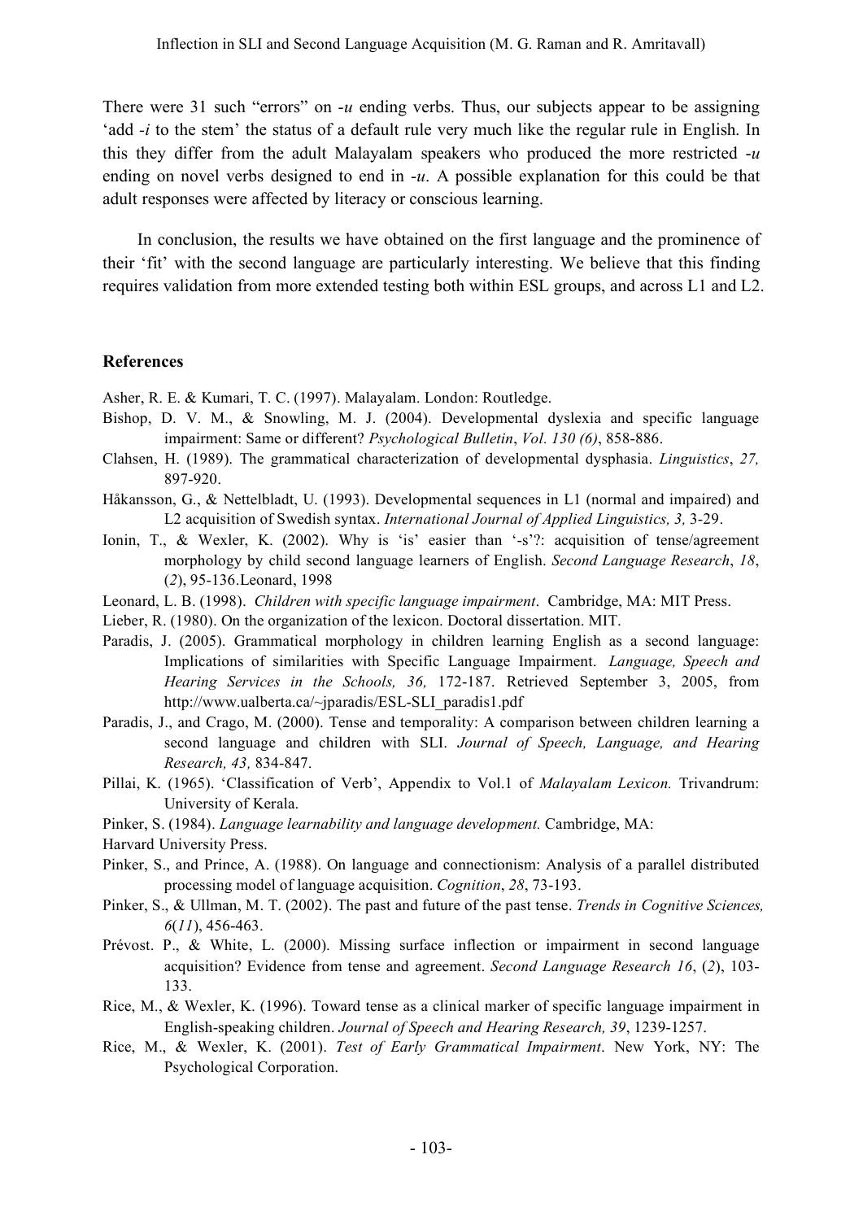There were 31 such "errors" on *-u* ending verbs. Thus, our subjects appear to be assigning 'add *-i* to the stem' the status of a default rule very much like the regular rule in English. In this they differ from the adult Malayalam speakers who produced the more restricted *-u* ending on novel verbs designed to end in *-u*. A possible explanation for this could be that adult responses were affected by literacy or conscious learning.

In conclusion, the results we have obtained on the first language and the prominence of their 'fit' with the second language are particularly interesting. We believe that this finding requires validation from more extended testing both within ESL groups, and across L1 and L2.

## References

Asher, R. E. & Kumari, T. C. (1997). Malayalam. London: Routledge.

Bishop, D. V. M., & Snowling, M. J. (2004). Developmental dyslexia and specific language impairment: Same or different? *Psychological Bulletin*, *Vol. 130 (6)*, 858-886.

Clahsen, H. (1989). The grammatical characterization of developmental dysphasia. *Linguistics*, *27,* 897-920.

Håkansson, G., & Nettelbladt, U. (1993). Developmental sequences in L1 (normal and impaired) and L2 acquisition of Swedish syntax. *International Journal of Applied Linguistics, 3,* 3-29.

Ionin, T., & Wexler, K. (2002). Why is 'is' easier than '-s'?: acquisition of tense/agreement morphology by child second language learners of English. *Second Language Research*, *18*, (*2*), 95-136.Leonard, 1998

Leonard, L. B. (1998). *Children with specific language impairment*. Cambridge, MA: MIT Press.

Lieber, R. (1980). On the organization of the lexicon. Doctoral dissertation. MIT.

Paradis, J. (2005). Grammatical morphology in children learning English as a second language: Implications of similarities with Specific Language Impairment. *Language, Speech and Hearing Services in the Schools, 36,* 172-187. Retrieved September 3, 2005, from http://www.ualberta.ca/~jparadis/ESL-SLI_paradis1.pdf

Paradis, J., and Crago, M. (2000). Tense and temporality: A comparison between children learning a second language and children with SLI. *Journal of Speech, Language, and Hearing Research, 43,* 834-847.

Pillai, K. (1965). 'Classification of Verb', Appendix to Vol.1 of *Malayalam Lexicon.* Trivandrum: University of Kerala.

Pinker, S. (1984). *Language learnability and language development.* Cambridge, MA:
Harvard University Press.

Pinker, S., and Prince, A. (1988). On language and connectionism: Analysis of a parallel distributed processing model of language acquisition. *Cognition*, *28*, 73-193.

Pinker, S., & Ullman, M. T. (2002). The past and future of the past tense. *Trends in Cognitive Sciences, 6*(*11*), 456-463.

Prévost. P., & White, L. (2000). Missing surface inflection or impairment in second language acquisition? Evidence from tense and agreement. *Second Language Research 16*, (*2*), 103-133.

Rice, M., & Wexler, K. (1996). Toward tense as a clinical marker of specific language impairment in English-speaking children. *Journal of Speech and Hearing Research, 39*, 1239-1257.

Rice, M., & Wexler, K. (2001). *Test of Early Grammatical Impairment*. New York, NY: The Psychological Corporation.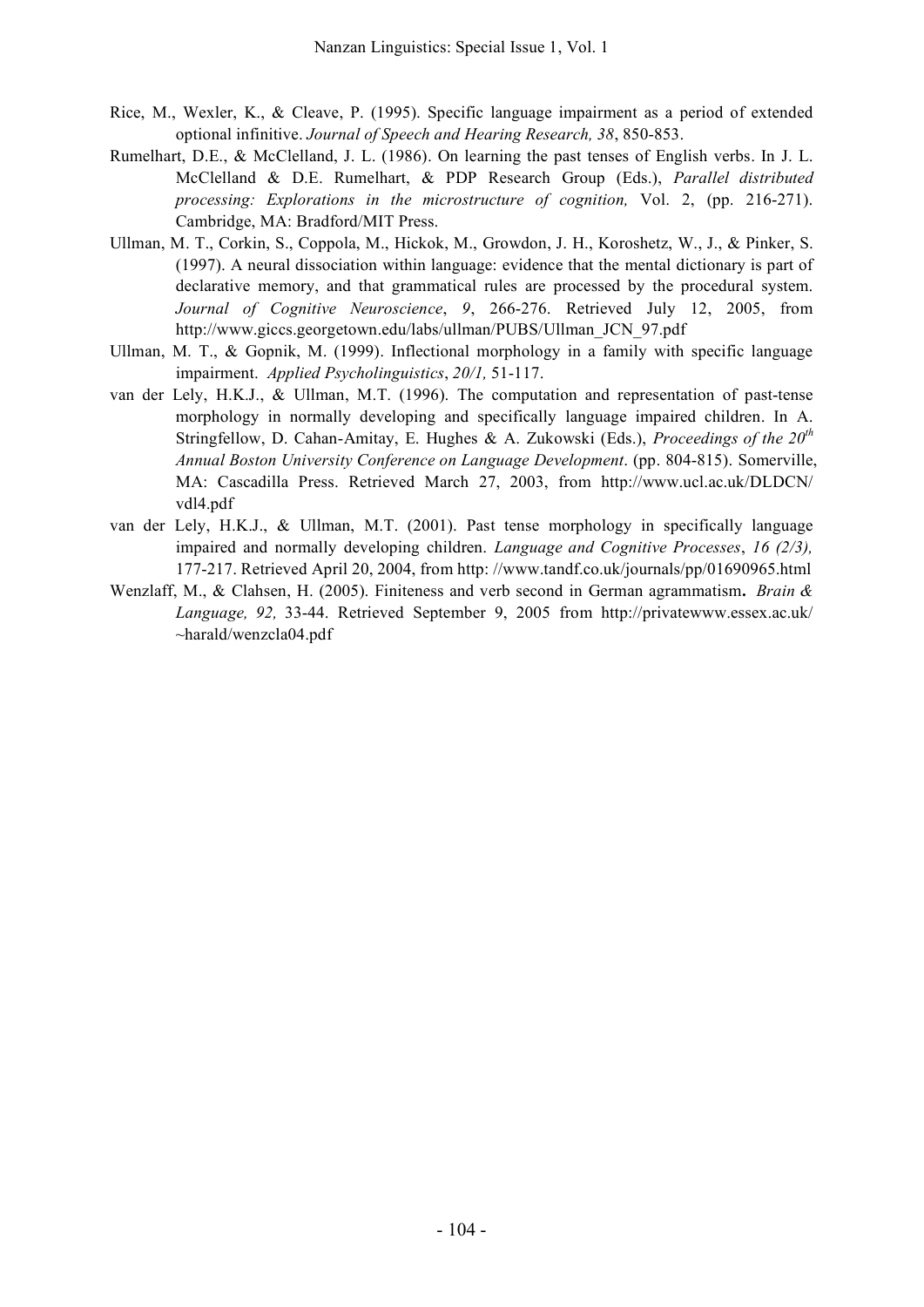Rice, M., Wexler, K., & Cleave, P. (1995). Specific language impairment as a period of extended optional infinitive. *Journal of Speech and Hearing Research, 38*, 850-853.

Rumelhart, D.E., & McClelland, J. L. (1986). On learning the past tenses of English verbs. In J. L. McClelland & D.E. Rumelhart, & PDP Research Group (Eds.), *Parallel distributed processing: Explorations in the microstructure of cognition,* Vol. 2, (pp. 216-271). Cambridge, MA: Bradford/MIT Press.

Ullman, M. T., Corkin, S., Coppola, M., Hickok, M., Growdon, J. H., Koroshetz, W., J., & Pinker, S. (1997). A neural dissociation within language: evidence that the mental dictionary is part of declarative memory, and that grammatical rules are processed by the procedural system. *Journal of Cognitive Neuroscience*, *9*, 266-276. Retrieved July 12, 2005, from http://www.giccs.georgetown.edu/labs/ullman/PUBS/Ullman_JCN_97.pdf

Ullman, M. T., & Gopnik, M. (1999). Inflectional morphology in a family with specific language impairment. *Applied Psycholinguistics*, *20/1,* 51-117.

van der Lely, H.K.J., & Ullman, M.T. (1996). The computation and representation of past-tense morphology in normally developing and specifically language impaired children. In A. Stringfellow, D. Cahan-Amitay, E. Hughes & A. Zukowski (Eds.), *Proceedings of the 20th Annual Boston University Conference on Language Development*. (pp. 804-815). Somerville, MA: Cascadilla Press. Retrieved March 27, 2003, from http://www.ucl.ac.uk/DLDCN/vdl4.pdf

van der Lely, H.K.J., & Ullman, M.T. (2001). Past tense morphology in specifically language impaired and normally developing children. *Language and Cognitive Processes*, *16 (2/3),* 177-217. Retrieved April 20, 2004, from http: //www.tandf.co.uk/journals/pp/01690965.html

Wenzlaff, M., & Clahsen, H. (2005). Finiteness and verb second in German agrammatism**.** *Brain & Language, 92,* 33-44. Retrieved September 9, 2005 from http://privatewww.essex.ac.uk/~harald/wenzcla04.pdf